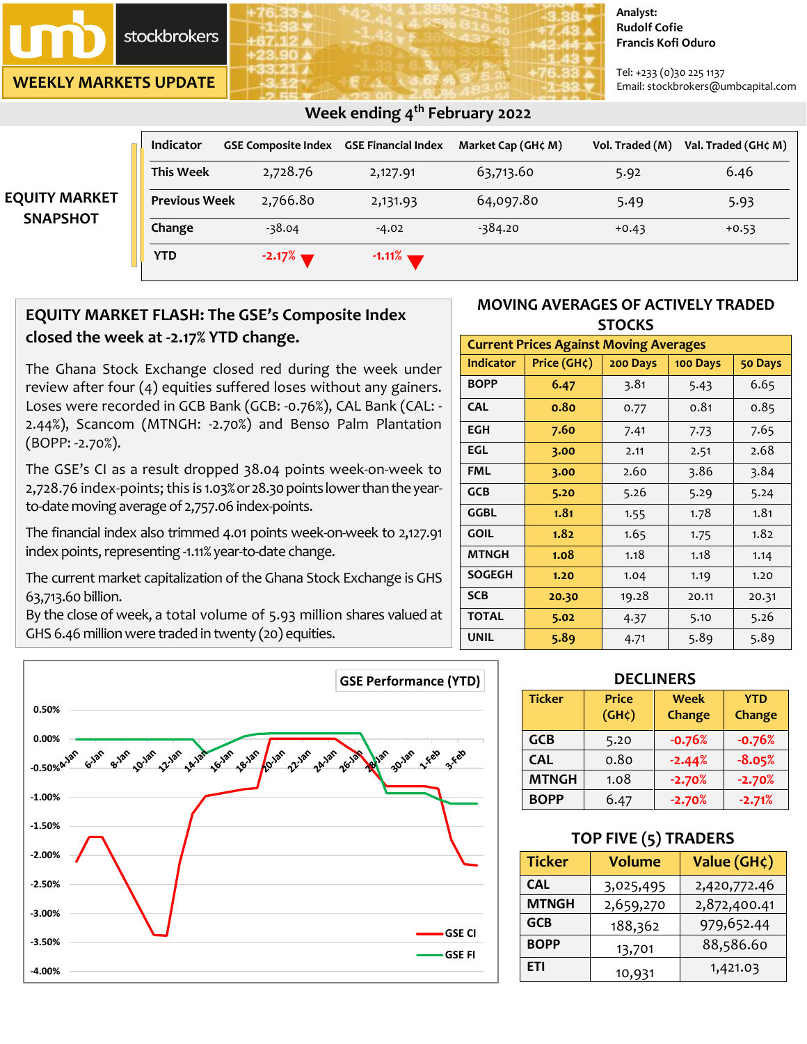# umb stockbrokers

## WEEKLY MARKETS UPDATE

Analyst:
Rudolf Cofie
Francis Kofi Oduro

Tel: +233 (0)30 225 1137
Email: stockbrokers@umbcapital.com

## Week ending 4th February 2022

### EQUITY MARKET SNAPSHOT

| Indicator | GSE Composite Index | GSE Financial Index | Market Cap (GH¢ M) | Vol. Traded (M) | Val. Traded (GH¢ M) |
|---|---|---|---|---|---|
| This Week | 2,728.76 | 2,127.91 | 63,713.60 | 5.92 | 6.46 |
| Previous Week | 2,766.80 | 2,131.93 | 64,097.80 | 5.49 | 5.93 |
| Change | -38.04 | -4.02 | -384.20 | +0.43 | +0.53 |
| YTD | -2.17% ▼ | -1.11% ▼ | | | |

### EQUITY MARKET FLASH: The GSE's Composite Index closed the week at -2.17% YTD change.

The Ghana Stock Exchange closed red during the week under review after four (4) equities suffered loses without any gainers. Loses were recorded in GCB Bank (GCB: -0.76%), CAL Bank (CAL: -2.44%), Scancom (MTNGH: -2.70%) and Benso Palm Plantation (BOPP: -2.70%).

The GSE's CI as a result dropped 38.04 points week-on-week to 2,728.76 index-points; this is 1.03% or 28.30 points lower than the year-to-date moving average of 2,757.06 index-points.

The financial index also trimmed 4.01 points week-on-week to 2,127.91 index points, representing -1.11% year-to-date change.

The current market capitalization of the Ghana Stock Exchange is GHS 63,713.60 billion.
By the close of week, a total volume of 5.93 million shares valued at GHS 6.46 million were traded in twenty (20) equities.

### MOVING AVERAGES OF ACTIVELY TRADED STOCKS

| Current Prices Against Moving Averages | | | | |
|---|---|---|---|---|
| Indicator | Price (GH¢) | 200 Days | 100 Days | 50 Days |
| BOPP | 6.47 | 3.81 | 5.43 | 6.65 |
| CAL | 0.80 | 0.77 | 0.81 | 0.85 |
| EGH | 7.60 | 7.41 | 7.73 | 7.65 |
| EGL | 3.00 | 2.11 | 2.51 | 2.68 |
| FML | 3.00 | 2.60 | 3.86 | 3.84 |
| GCB | 5.20 | 5.26 | 5.29 | 5.24 |
| GGBL | 1.81 | 1.55 | 1.78 | 1.81 |
| GOIL | 1.82 | 1.65 | 1.75 | 1.82 |
| MTNGH | 1.08 | 1.18 | 1.18 | 1.14 |
| SOGEGH | 1.20 | 1.04 | 1.19 | 1.20 |
| SCB | 20.30 | 19.28 | 20.11 | 20.31 |
| TOTAL | 5.02 | 4.37 | 5.10 | 5.26 |
| UNIL | 5.89 | 4.71 | 5.89 | 5.89 |

### GSE Performance (YTD)

(Chart: GSE CI and GSE FI, 4-Jan to 3-Feb; y-axis 0.50% to -4.00%)

### DECLINERS

| Ticker | Price (GH¢) | Week Change | YTD Change |
|---|---|---|---|
| GCB | 5.20 | -0.76% | -0.76% |
| CAL | 0.80 | -2.44% | -8.05% |
| MTNGH | 1.08 | -2.70% | -2.70% |
| BOPP | 6.47 | -2.70% | -2.71% |

### TOP FIVE (5) TRADERS

| Ticker | Volume | Value (GH¢) |
|---|---|---|
| CAL | 3,025,495 | 2,420,772.46 |
| MTNGH | 2,659,270 | 2,872,400.41 |
| GCB | 188,362 | 979,652.44 |
| BOPP | 13,701 | 88,586.60 |
| ETI | 10,931 | 1,421.03 |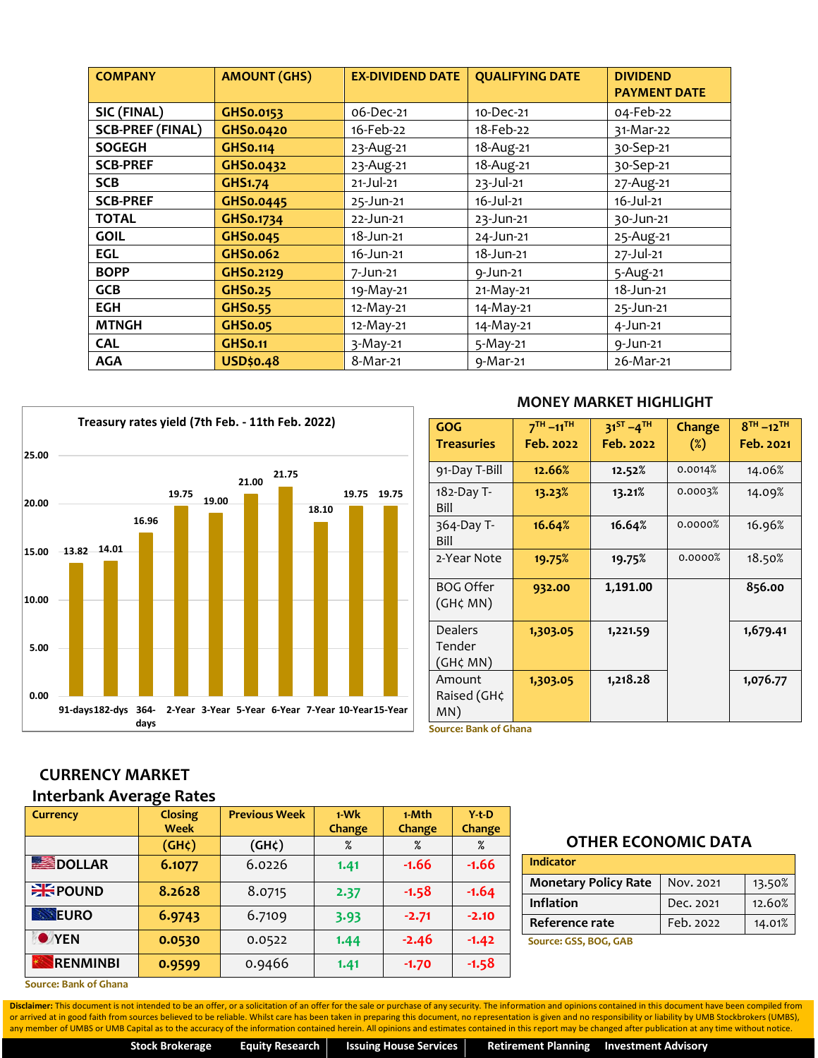| COMPANY | AMOUNT (GHS) | EX-DIVIDEND DATE | QUALIFYING DATE | DIVIDEND PAYMENT DATE |
|---|---|---|---|---|
| SIC (FINAL) | GHS0.0153 | 06-Dec-21 | 10-Dec-21 | 04-Feb-22 |
| SCB-PREF (FINAL) | GHS0.0420 | 16-Feb-22 | 18-Feb-22 | 31-Mar-22 |
| SOGEGH | GHS0.114 | 23-Aug-21 | 18-Aug-21 | 30-Sep-21 |
| SCB-PREF | GHS0.0432 | 23-Aug-21 | 18-Aug-21 | 30-Sep-21 |
| SCB | GHS1.74 | 21-Jul-21 | 23-Jul-21 | 27-Aug-21 |
| SCB-PREF | GHS0.0445 | 25-Jun-21 | 16-Jul-21 | 16-Jul-21 |
| TOTAL | GHS0.1734 | 22-Jun-21 | 23-Jun-21 | 30-Jun-21 |
| GOIL | GHS0.045 | 18-Jun-21 | 24-Jun-21 | 25-Aug-21 |
| EGL | GHS0.062 | 16-Jun-21 | 18-Jun-21 | 27-Jul-21 |
| BOPP | GHS0.2129 | 7-Jun-21 | 9-Jun-21 | 5-Aug-21 |
| GCB | GHS0.25 | 19-May-21 | 21-May-21 | 18-Jun-21 |
| EGH | GHS0.55 | 12-May-21 | 14-May-21 | 25-Jun-21 |
| MTNGH | GHS0.05 | 12-May-21 | 14-May-21 | 4-Jun-21 |
| CAL | GHS0.11 | 3-May-21 | 5-May-21 | 9-Jun-21 |
| AGA | USD$0.48 | 8-Mar-21 | 9-Mar-21 | 26-Mar-21 |

Treasury rates yield (7th Feb. - 11th Feb. 2022)

25.00
20.00
15.00
10.00
5.00
0.00

13.82 14.01 16.96 19.75 19.00 21.00 21.75 18.10 19.75 19.75

91-days 182-dys 364-days 2-Year 3-Year 5-Year 6-Year 7-Year 10-Year 15-Year

## MONEY MARKET HIGHLIGHT

| GOG Treasuries | 7TH –11TH Feb. 2022 | 31ST –4TH Feb. 2022 | Change (%) | 8TH –12TH Feb. 2021 |
|---|---|---|---|---|
| 91-Day T-Bill | 12.66% | 12.52% | 0.0014% | 14.06% |
| 182-Day T-Bill | 13.23% | 13.21% | 0.0003% | 14.09% |
| 364-Day T-Bill | 16.64% | 16.64% | 0.0000% | 16.96% |
| 2-Year Note | 19.75% | 19.75% | 0.0000% | 18.50% |
| BOG Offer (GH¢ MN) | 932.00 | 1,191.00 | | 856.00 |
| Dealers Tender (GH¢ MN) | 1,303.05 | 1,221.59 | | 1,679.41 |
| Amount Raised (GH¢ MN) | 1,303.05 | 1,218.28 | | 1,076.77 |

Source: Bank of Ghana

## CURRENCY MARKET

### Interbank Average Rates

| Currency | Closing Week | Previous Week | 1-Wk Change | 1-Mth Change | Y-t-D Change |
|---|---|---|---|---|---|
| | (GH¢) | (GH¢) | % | % | % |
| DOLLAR | 6.1077 | 6.0226 | 1.41 | -1.66 | -1.66 |
| POUND | 8.2628 | 8.0715 | 2.37 | -1.58 | -1.64 |
| EURO | 6.9743 | 6.7109 | 3.93 | -2.71 | -2.10 |
| YEN | 0.0530 | 0.0522 | 1.44 | -2.46 | -1.42 |
| RENMINBI | 0.9599 | 0.9466 | 1.41 | -1.70 | -1.58 |

Source: Bank of Ghana

## OTHER ECONOMIC DATA

| Indicator | | |
|---|---|---|
| Monetary Policy Rate | Nov. 2021 | 13.50% |
| Inflation | Dec. 2021 | 12.60% |
| Reference rate | Feb. 2022 | 14.01% |

Source: GSS, BOG, GAB

**Disclaimer:** This document is not intended to be an offer, or a solicitation of an offer for the sale or purchase of any security. The information and opinions contained in this document have been compiled from or arrived at in good faith from sources believed to be reliable. Whilst care has been taken in preparing this document, no representation is given and no responsibility or liability by UMB Stockbrokers (UMBS), any member of UMBS or UMB Capital as to the accuracy of the information contained herein. All opinions and estimates contained in this report may be changed after publication at any time without notice.

Stock Brokerage | Equity Research | Issuing House Services | Retirement Planning | Investment Advisory